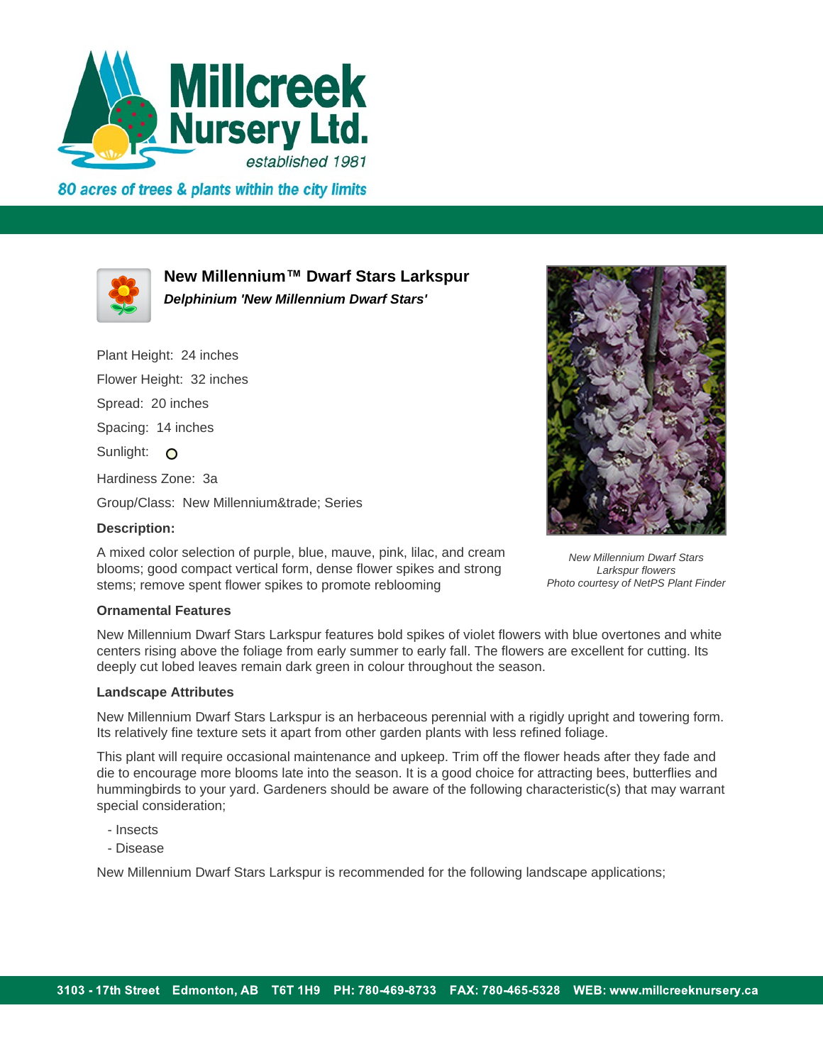# Millcreek Nursery Ltd.

*established 1981*

*80 acres of trees & plants within the city limits*

## New Millennium™ Dwarf Stars Larkspur

***Delphinium 'New Millennium Dwarf Stars'***

Plant Height: 24 inches

Flower Height: 32 inches

Spread: 20 inches

Spacing: 14 inches

Sunlight: ○

Hardiness Zone: 3a

Group/Class: New Millennium&trade; Series

**Description:**

A mixed color selection of purple, blue, mauve, pink, lilac, and cream blooms; good compact vertical form, dense flower spikes and strong stems; remove spent flower spikes to promote reblooming

*New Millennium Dwarf Stars Larkspur flowers*
*Photo courtesy of NetPS Plant Finder*

**Ornamental Features**

New Millennium Dwarf Stars Larkspur features bold spikes of violet flowers with blue overtones and white centers rising above the foliage from early summer to early fall. The flowers are excellent for cutting. Its deeply cut lobed leaves remain dark green in colour throughout the season.

**Landscape Attributes**

New Millennium Dwarf Stars Larkspur is an herbaceous perennial with a rigidly upright and towering form. Its relatively fine texture sets it apart from other garden plants with less refined foliage.

This plant will require occasional maintenance and upkeep. Trim off the flower heads after they fade and die to encourage more blooms late into the season. It is a good choice for attracting bees, butterflies and hummingbirds to your yard. Gardeners should be aware of the following characteristic(s) that may warrant special consideration;

- Insects
- Disease

New Millennium Dwarf Stars Larkspur is recommended for the following landscape applications;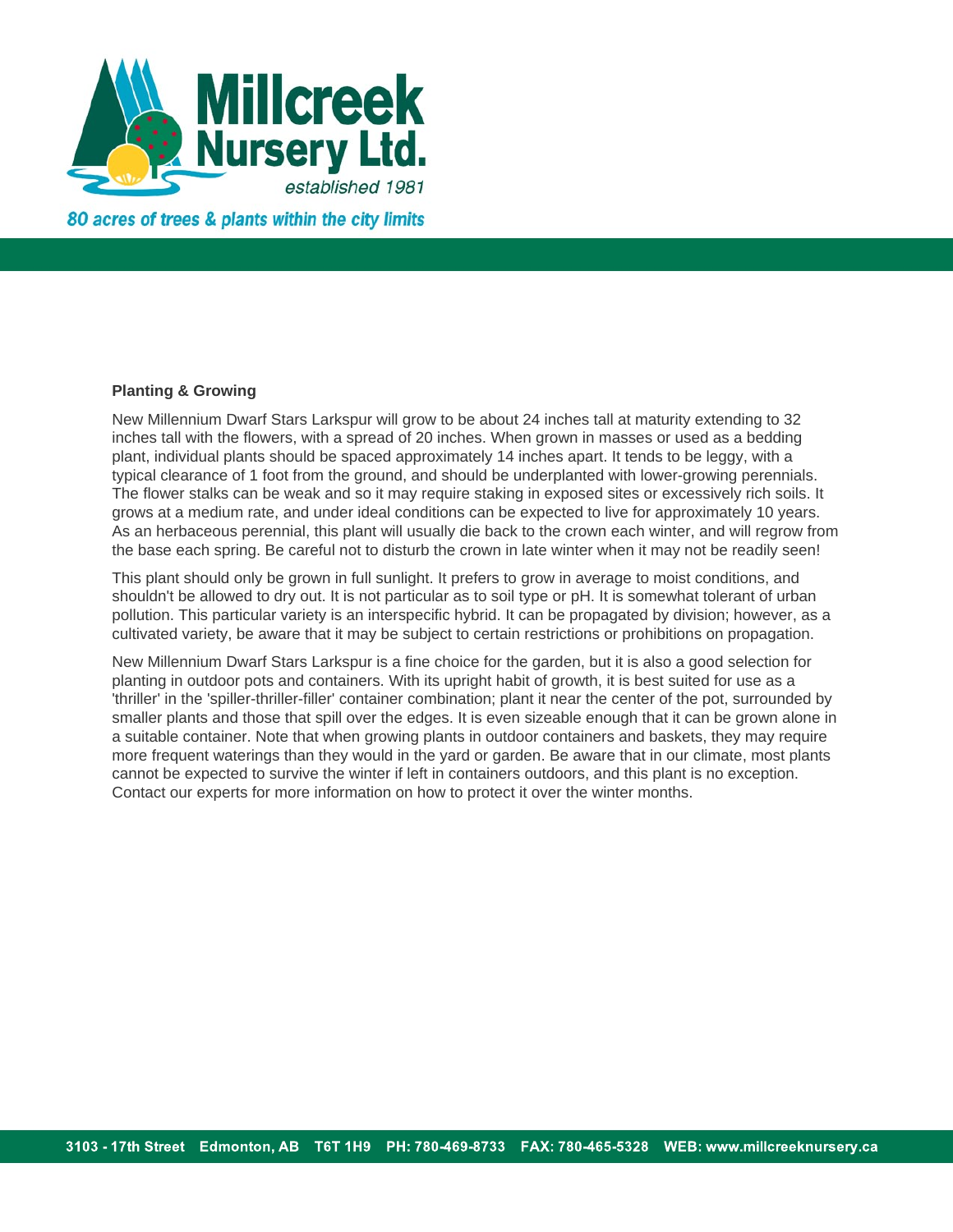### Planting & Growing

New Millennium Dwarf Stars Larkspur will grow to be about 24 inches tall at maturity extending to 32 inches tall with the flowers, with a spread of 20 inches. When grown in masses or used as a bedding plant, individual plants should be spaced approximately 14 inches apart. It tends to be leggy, with a typical clearance of 1 foot from the ground, and should be underplanted with lower-growing perennials. The flower stalks can be weak and so it may require staking in exposed sites or excessively rich soils. It grows at a medium rate, and under ideal conditions can be expected to live for approximately 10 years. As an herbaceous perennial, this plant will usually die back to the crown each winter, and will regrow from the base each spring. Be careful not to disturb the crown in late winter when it may not be readily seen!

This plant should only be grown in full sunlight. It prefers to grow in average to moist conditions, and shouldn't be allowed to dry out. It is not particular as to soil type or pH. It is somewhat tolerant of urban pollution. This particular variety is an interspecific hybrid. It can be propagated by division; however, as a cultivated variety, be aware that it may be subject to certain restrictions or prohibitions on propagation.

New Millennium Dwarf Stars Larkspur is a fine choice for the garden, but it is also a good selection for planting in outdoor pots and containers. With its upright habit of growth, it is best suited for use as a 'thriller' in the 'spiller-thriller-filler' container combination; plant it near the center of the pot, surrounded by smaller plants and those that spill over the edges. It is even sizeable enough that it can be grown alone in a suitable container. Note that when growing plants in outdoor containers and baskets, they may require more frequent waterings than they would in the yard or garden. Be aware that in our climate, most plants cannot be expected to survive the winter if left in containers outdoors, and this plant is no exception. Contact our experts for more information on how to protect it over the winter months.